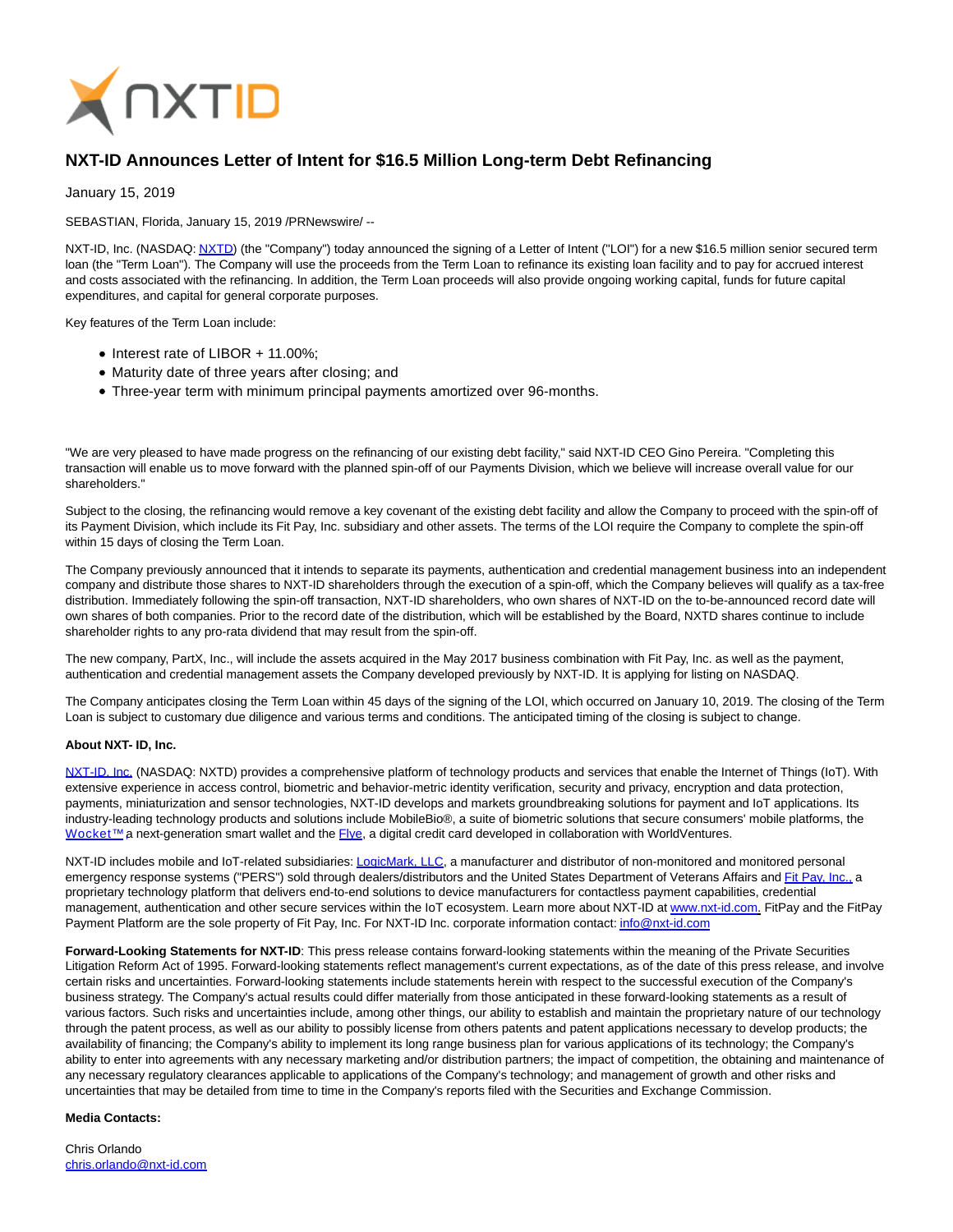# NXT-ID Announces Letter of Intent for $16.5 Million Long-term Debt Refinancing

January 15, 2019

SEBASTIAN, Florida, January 15, 2019 /PRNewswire/ --

NXT-ID, Inc. (NASDAQ: NXTD) (the "Company") today announced the signing of a Letter of Intent ("LOI") for a new $16.5 million senior secured term loan (the "Term Loan"). The Company will use the proceeds from the Term Loan to refinance its existing loan facility and to pay for accrued interest and costs associated with the refinancing. In addition, the Term Loan proceeds will also provide ongoing working capital, funds for future capital expenditures, and capital for general corporate purposes.

Key features of the Term Loan include:

- Interest rate of LIBOR + 11.00%;
- Maturity date of three years after closing; and
- Three-year term with minimum principal payments amortized over 96-months.

"We are very pleased to have made progress on the refinancing of our existing debt facility," said NXT-ID CEO Gino Pereira. "Completing this transaction will enable us to move forward with the planned spin-off of our Payments Division, which we believe will increase overall value for our shareholders."

Subject to the closing, the refinancing would remove a key covenant of the existing debt facility and allow the Company to proceed with the spin-off of its Payment Division, which include its Fit Pay, Inc. subsidiary and other assets. The terms of the LOI require the Company to complete the spin-off within 15 days of closing the Term Loan.

The Company previously announced that it intends to separate its payments, authentication and credential management business into an independent company and distribute those shares to NXT-ID shareholders through the execution of a spin-off, which the Company believes will qualify as a tax-free distribution. Immediately following the spin-off transaction, NXT-ID shareholders, who own shares of NXT-ID on the to-be-announced record date will own shares of both companies. Prior to the record date of the distribution, which will be established by the Board, NXTD shares continue to include shareholder rights to any pro-rata dividend that may result from the spin-off.

The new company, PartX, Inc., will include the assets acquired in the May 2017 business combination with Fit Pay, Inc. as well as the payment, authentication and credential management assets the Company developed previously by NXT-ID. It is applying for listing on NASDAQ.

The Company anticipates closing the Term Loan within 45 days of the signing of the LOI, which occurred on January 10, 2019. The closing of the Term Loan is subject to customary due diligence and various terms and conditions. The anticipated timing of the closing is subject to change.

**About NXT- ID, Inc.**

NXT-ID, Inc. (NASDAQ: NXTD) provides a comprehensive platform of technology products and services that enable the Internet of Things (IoT). With extensive experience in access control, biometric and behavior-metric identity verification, security and privacy, encryption and data protection, payments, miniaturization and sensor technologies, NXT-ID develops and markets groundbreaking solutions for payment and IoT applications. Its industry-leading technology products and solutions include MobileBio®, a suite of biometric solutions that secure consumers' mobile platforms, the Wocket™ a next-generation smart wallet and the Flye, a digital credit card developed in collaboration with WorldVentures.

NXT-ID includes mobile and IoT-related subsidiaries: LogicMark, LLC, a manufacturer and distributor of non-monitored and monitored personal emergency response systems ("PERS") sold through dealers/distributors and the United States Department of Veterans Affairs and Fit Pay, Inc., a proprietary technology platform that delivers end-to-end solutions to device manufacturers for contactless payment capabilities, credential management, authentication and other secure services within the IoT ecosystem. Learn more about NXT-ID at www.nxt-id.com. FitPay and the FitPay Payment Platform are the sole property of Fit Pay, Inc. For NXT-ID Inc. corporate information contact: info@nxt-id.com

**Forward-Looking Statements for NXT-ID**: This press release contains forward-looking statements within the meaning of the Private Securities Litigation Reform Act of 1995. Forward-looking statements reflect management's current expectations, as of the date of this press release, and involve certain risks and uncertainties. Forward-looking statements include statements herein with respect to the successful execution of the Company's business strategy. The Company's actual results could differ materially from those anticipated in these forward-looking statements as a result of various factors. Such risks and uncertainties include, among other things, our ability to establish and maintain the proprietary nature of our technology through the patent process, as well as our ability to possibly license from others patents and patent applications necessary to develop products; the availability of financing; the Company's ability to implement its long range business plan for various applications of its technology; the Company's ability to enter into agreements with any necessary marketing and/or distribution partners; the impact of competition, the obtaining and maintenance of any necessary regulatory clearances applicable to applications of the Company's technology; and management of growth and other risks and uncertainties that may be detailed from time to time in the Company's reports filed with the Securities and Exchange Commission.

**Media Contacts:**

Chris Orlando
chris.orlando@nxt-id.com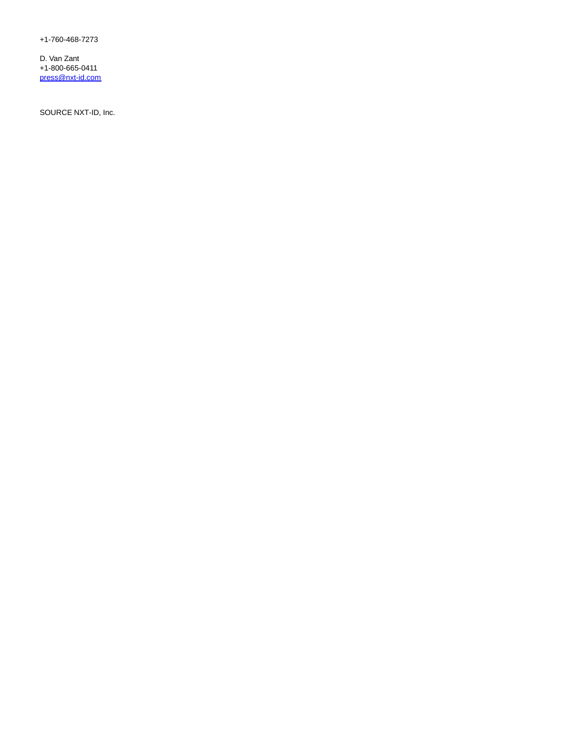+1-760-468-7273

D. Van Zant
+1-800-665-0411
press@nxt-id.com

SOURCE NXT-ID, Inc.